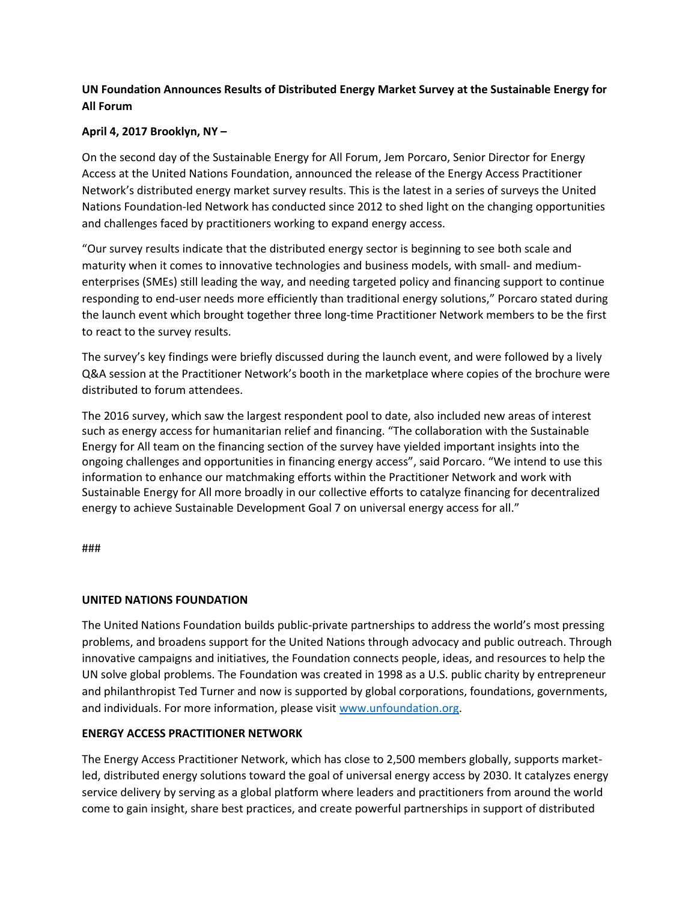**UN Foundation Announces Results of Distributed Energy Market Survey at the Sustainable Energy for All Forum**

**April 4, 2017 Brooklyn, NY –**

On the second day of the Sustainable Energy for All Forum, Jem Porcaro, Senior Director for Energy Access at the United Nations Foundation, announced the release of the Energy Access Practitioner Network's distributed energy market survey results. This is the latest in a series of surveys the United Nations Foundation-led Network has conducted since 2012 to shed light on the changing opportunities and challenges faced by practitioners working to expand energy access.

"Our survey results indicate that the distributed energy sector is beginning to see both scale and maturity when it comes to innovative technologies and business models, with small- and medium-enterprises (SMEs) still leading the way, and needing targeted policy and financing support to continue responding to end-user needs more efficiently than traditional energy solutions," Porcaro stated during the launch event which brought together three long-time Practitioner Network members to be the first to react to the survey results.

The survey's key findings were briefly discussed during the launch event, and were followed by a lively Q&A session at the Practitioner Network's booth in the marketplace where copies of the brochure were distributed to forum attendees.

The 2016 survey, which saw the largest respondent pool to date, also included new areas of interest such as energy access for humanitarian relief and financing. "The collaboration with the Sustainable Energy for All team on the financing section of the survey have yielded important insights into the ongoing challenges and opportunities in financing energy access", said Porcaro. "We intend to use this information to enhance our matchmaking efforts within the Practitioner Network and work with Sustainable Energy for All more broadly in our collective efforts to catalyze financing for decentralized energy to achieve Sustainable Development Goal 7 on universal energy access for all."

###

**UNITED NATIONS FOUNDATION**

The United Nations Foundation builds public-private partnerships to address the world's most pressing problems, and broadens support for the United Nations through advocacy and public outreach. Through innovative campaigns and initiatives, the Foundation connects people, ideas, and resources to help the UN solve global problems. The Foundation was created in 1998 as a U.S. public charity by entrepreneur and philanthropist Ted Turner and now is supported by global corporations, foundations, governments, and individuals. For more information, please visit [www.unfoundation.org](http://www.unfoundation.org).

**ENERGY ACCESS PRACTITIONER NETWORK**

The Energy Access Practitioner Network, which has close to 2,500 members globally, supports market-led, distributed energy solutions toward the goal of universal energy access by 2030. It catalyzes energy service delivery by serving as a global platform where leaders and practitioners from around the world come to gain insight, share best practices, and create powerful partnerships in support of distributed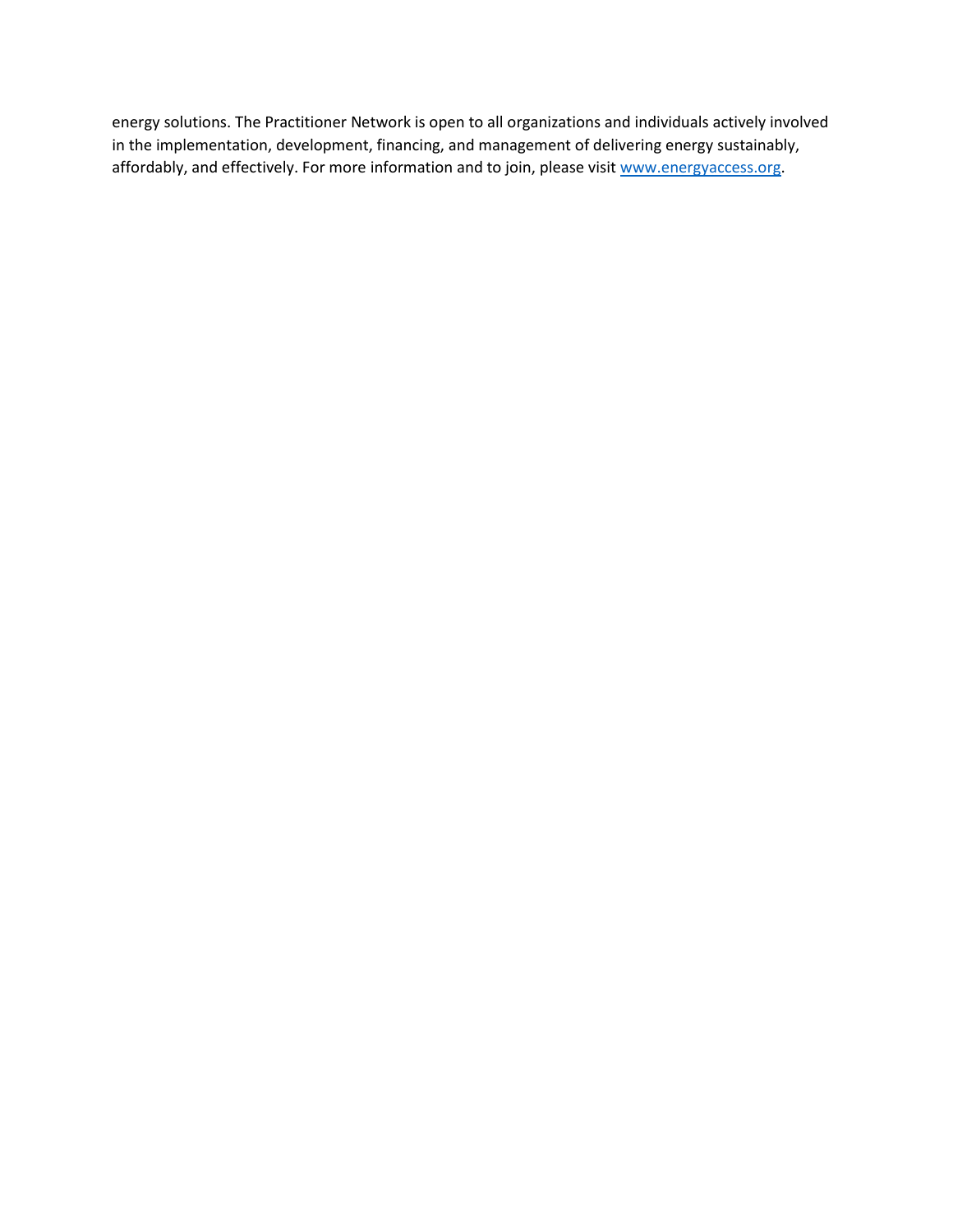energy solutions. The Practitioner Network is open to all organizations and individuals actively involved in the implementation, development, financing, and management of delivering energy sustainably, affordably, and effectively. For more information and to join, please visit [www.energyaccess.org](http://www.energyaccess.org).